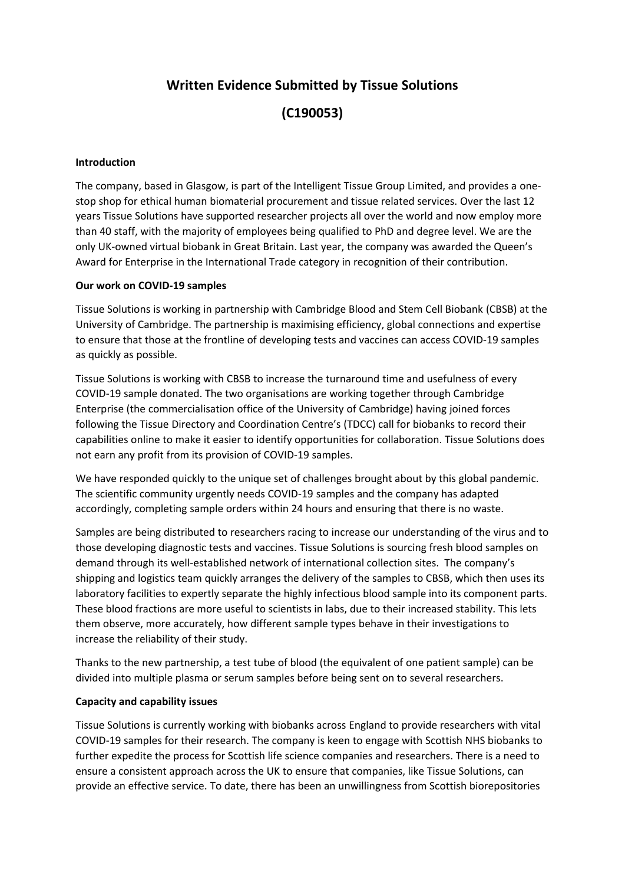# Written Evidence Submitted by Tissue Solutions

# (C190053)

**Introduction**

The company, based in Glasgow, is part of the Intelligent Tissue Group Limited, and provides a one-stop shop for ethical human biomaterial procurement and tissue related services. Over the last 12 years Tissue Solutions have supported researcher projects all over the world and now employ more than 40 staff, with the majority of employees being qualified to PhD and degree level. We are the only UK-owned virtual biobank in Great Britain. Last year, the company was awarded the Queen's Award for Enterprise in the International Trade category in recognition of their contribution.

**Our work on COVID-19 samples**

Tissue Solutions is working in partnership with Cambridge Blood and Stem Cell Biobank (CBSB) at the University of Cambridge. The partnership is maximising efficiency, global connections and expertise to ensure that those at the frontline of developing tests and vaccines can access COVID-19 samples as quickly as possible.

Tissue Solutions is working with CBSB to increase the turnaround time and usefulness of every COVID-19 sample donated. The two organisations are working together through Cambridge Enterprise (the commercialisation office of the University of Cambridge) having joined forces following the Tissue Directory and Coordination Centre's (TDCC) call for biobanks to record their capabilities online to make it easier to identify opportunities for collaboration. Tissue Solutions does not earn any profit from its provision of COVID-19 samples.

We have responded quickly to the unique set of challenges brought about by this global pandemic. The scientific community urgently needs COVID-19 samples and the company has adapted accordingly, completing sample orders within 24 hours and ensuring that there is no waste.

Samples are being distributed to researchers racing to increase our understanding of the virus and to those developing diagnostic tests and vaccines. Tissue Solutions is sourcing fresh blood samples on demand through its well-established network of international collection sites. The company's shipping and logistics team quickly arranges the delivery of the samples to CBSB, which then uses its laboratory facilities to expertly separate the highly infectious blood sample into its component parts. These blood fractions are more useful to scientists in labs, due to their increased stability. This lets them observe, more accurately, how different sample types behave in their investigations to increase the reliability of their study.

Thanks to the new partnership, a test tube of blood (the equivalent of one patient sample) can be divided into multiple plasma or serum samples before being sent on to several researchers.

**Capacity and capability issues**

Tissue Solutions is currently working with biobanks across England to provide researchers with vital COVID-19 samples for their research. The company is keen to engage with Scottish NHS biobanks to further expedite the process for Scottish life science companies and researchers. There is a need to ensure a consistent approach across the UK to ensure that companies, like Tissue Solutions, can provide an effective service. To date, there has been an unwillingness from Scottish biorepositories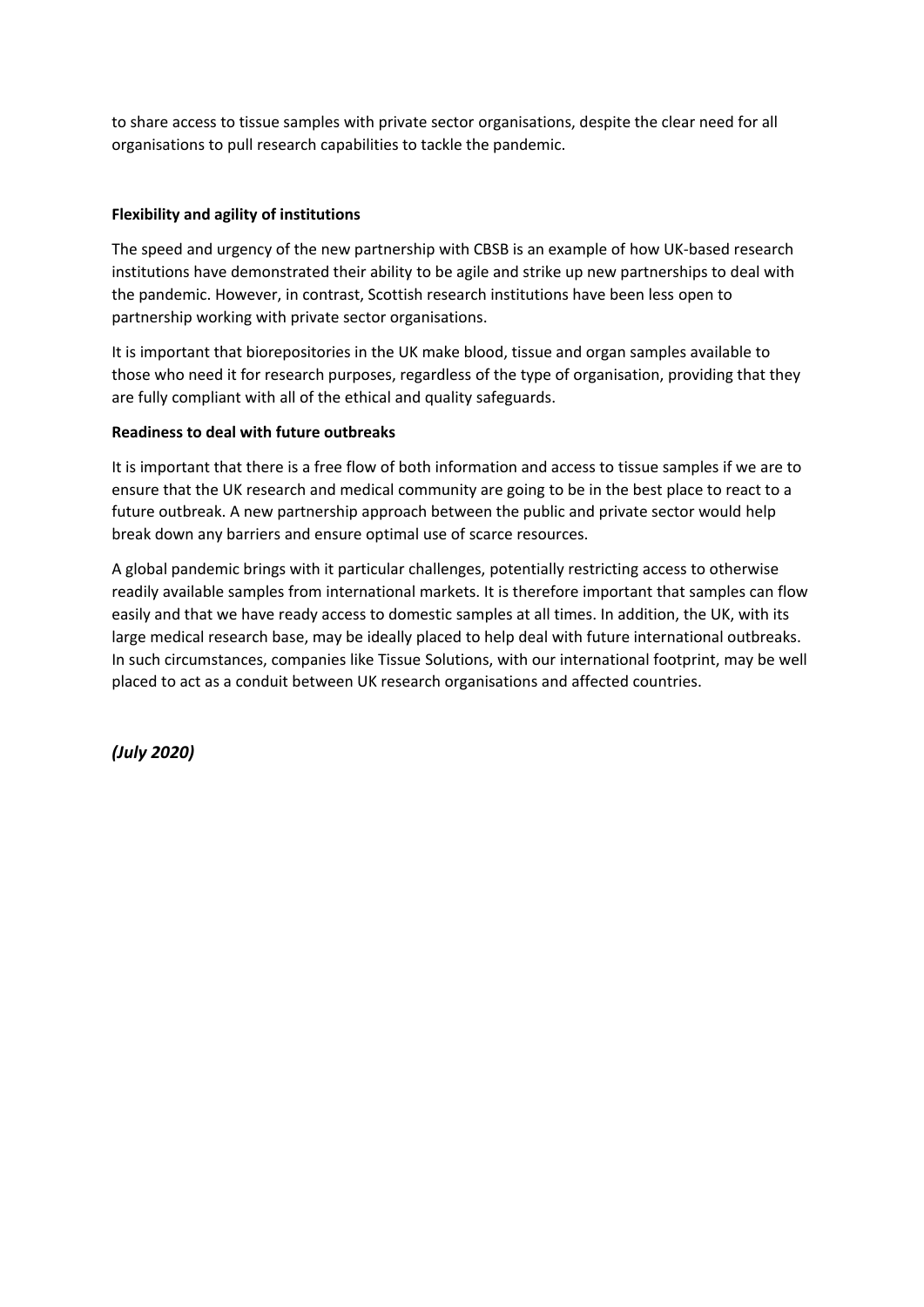to share access to tissue samples with private sector organisations, despite the clear need for all organisations to pull research capabilities to tackle the pandemic.

**Flexibility and agility of institutions**

The speed and urgency of the new partnership with CBSB is an example of how UK-based research institutions have demonstrated their ability to be agile and strike up new partnerships to deal with the pandemic. However, in contrast, Scottish research institutions have been less open to partnership working with private sector organisations.

It is important that biorepositories in the UK make blood, tissue and organ samples available to those who need it for research purposes, regardless of the type of organisation, providing that they are fully compliant with all of the ethical and quality safeguards.

**Readiness to deal with future outbreaks**

It is important that there is a free flow of both information and access to tissue samples if we are to ensure that the UK research and medical community are going to be in the best place to react to a future outbreak. A new partnership approach between the public and private sector would help break down any barriers and ensure optimal use of scarce resources.

A global pandemic brings with it particular challenges, potentially restricting access to otherwise readily available samples from international markets. It is therefore important that samples can flow easily and that we have ready access to domestic samples at all times. In addition, the UK, with its large medical research base, may be ideally placed to help deal with future international outbreaks. In such circumstances, companies like Tissue Solutions, with our international footprint, may be well placed to act as a conduit between UK research organisations and affected countries.

***(July 2020)***